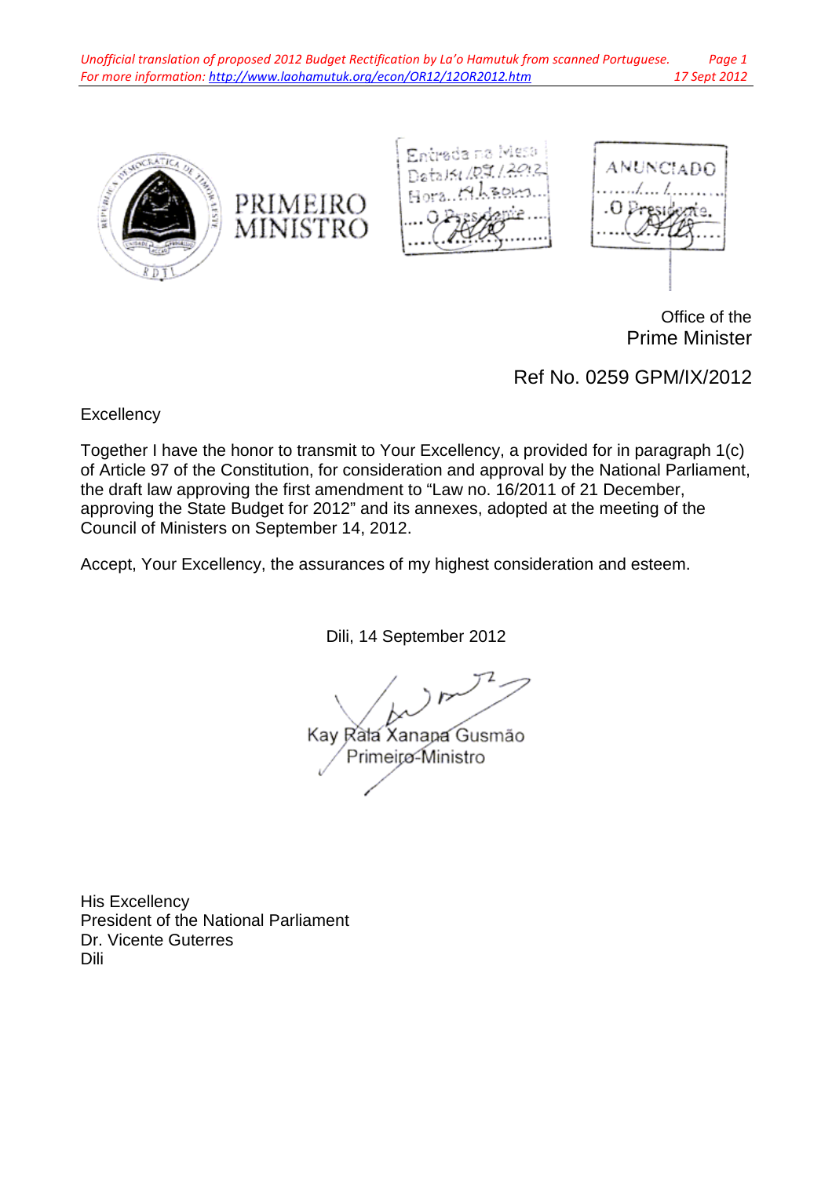PRIMEIRO MINISTRO

Entrada na Mesa
Data 14/09/2012
Hora 17h30m
O Presidente

ANUNCIADO
...../..../.......
O Presidente.

Office of the
Prime Minister

Ref No. 0259 GPM/IX/2012

Excellency

Together I have the honor to transmit to Your Excellency, a provided for in paragraph 1(c) of Article 97 of the Constitution, for consideration and approval by the National Parliament, the draft law approving the first amendment to "Law no. 16/2011 of 21 December, approving the State Budget for 2012" and its annexes, adopted at the meeting of the Council of Ministers on September 14, 2012.

Accept, Your Excellency, the assurances of my highest consideration and esteem.

Dili, 14 September 2012

Kay Rala Xanana Gusmão
Primeiro-Ministro

His Excellency
President of the National Parliament
Dr. Vicente Guterres
Dili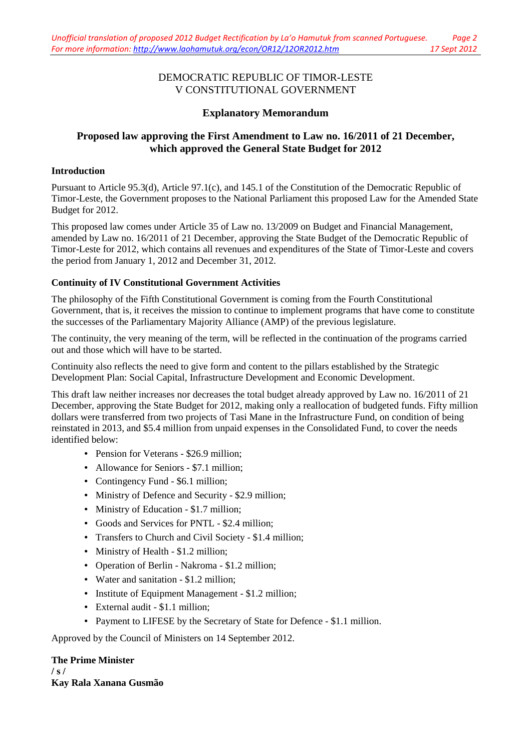DEMOCRATIC REPUBLIC OF TIMOR-LESTE
V CONSTITUTIONAL GOVERNMENT

## Explanatory Memorandum

## Proposed law approving the First Amendment to Law no. 16/2011 of 21 December, which approved the General State Budget for 2012

### Introduction

Pursuant to Article 95.3(d), Article 97.1(c), and 145.1 of the Constitution of the Democratic Republic of Timor-Leste, the Government proposes to the National Parliament this proposed Law for the Amended State Budget for 2012.

This proposed law comes under Article 35 of Law no. 13/2009 on Budget and Financial Management, amended by Law no. 16/2011 of 21 December, approving the State Budget of the Democratic Republic of Timor-Leste for 2012, which contains all revenues and expenditures of the State of Timor-Leste and covers the period from January 1, 2012 and December 31, 2012.

### Continuity of IV Constitutional Government Activities

The philosophy of the Fifth Constitutional Government is coming from the Fourth Constitutional Government, that is, it receives the mission to continue to implement programs that have come to constitute the successes of the Parliamentary Majority Alliance (AMP) of the previous legislature.

The continuity, the very meaning of the term, will be reflected in the continuation of the programs carried out and those which will have to be started.

Continuity also reflects the need to give form and content to the pillars established by the Strategic Development Plan: Social Capital, Infrastructure Development and Economic Development.

This draft law neither increases nor decreases the total budget already approved by Law no. 16/2011 of 21 December, approving the State Budget for 2012, making only a reallocation of budgeted funds. Fifty million dollars were transferred from two projects of Tasi Mane in the Infrastructure Fund, on condition of being reinstated in 2013, and $5.4 million from unpaid expenses in the Consolidated Fund, to cover the needs identified below:

- Pension for Veterans - $26.9 million;
- Allowance for Seniors - $7.1 million;
- Contingency Fund - $6.1 million;
- Ministry of Defence and Security - $2.9 million;
- Ministry of Education - $1.7 million;
- Goods and Services for PNTL - $2.4 million;
- Transfers to Church and Civil Society - $1.4 million;
- Ministry of Health - $1.2 million;
- Operation of Berlin - Nakroma - $1.2 million;
- Water and sanitation - $1.2 million;
- Institute of Equipment Management - $1.2 million;
- External audit - $1.1 million;
- Payment to LIFESE by the Secretary of State for Defence - $1.1 million.

Approved by the Council of Ministers on 14 September 2012.

**The Prime Minister**
**/ s /**
**Kay Rala Xanana Gusmão**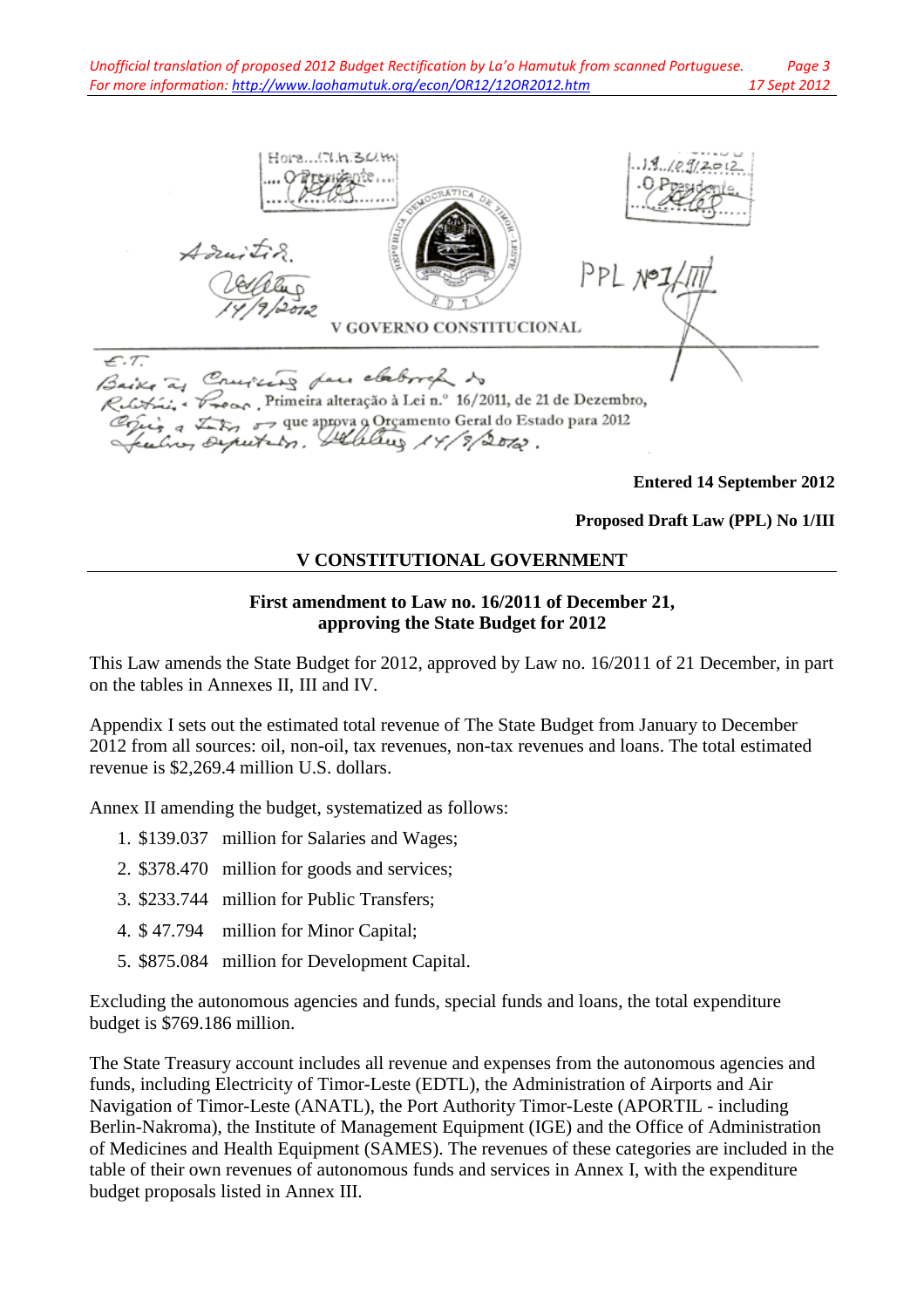Hora...11h.30m
... O Presidente ...

14/09/2012
O Presidente

Admitir.
14/9/2012

V GOVERNO CONSTITUCIONAL

PPL Nº1/III

E.T.
Baixe às Comissões para elaboração do Relatório e Parecer. Primeira alteração à Lei n.º 16/2011, de 21 de Dezembro, Cópias a todos os que aprova o Orçamento Geral do Estado para 2012 Senhores Deputados. 14/9/2012.

**Entered 14 September 2012**

**Proposed Draft Law (PPL) No 1/III**

## V CONSTITUTIONAL GOVERNMENT

### First amendment to Law no. 16/2011 of December 21, approving the State Budget for 2012

This Law amends the State Budget for 2012, approved by Law no. 16/2011 of 21 December, in part on the tables in Annexes II, III and IV.

Appendix I sets out the estimated total revenue of The State Budget from January to December 2012 from all sources: oil, non-oil, tax revenues, non-tax revenues and loans. The total estimated revenue is $2,269.4 million U.S. dollars.

Annex II amending the budget, systematized as follows:

1. $139.037 million for Salaries and Wages;
2. $378.470 million for goods and services;
3. $233.744 million for Public Transfers;
4. $ 47.794 million for Minor Capital;
5. $875.084 million for Development Capital.

Excluding the autonomous agencies and funds, special funds and loans, the total expenditure budget is $769.186 million.

The State Treasury account includes all revenue and expenses from the autonomous agencies and funds, including Electricity of Timor-Leste (EDTL), the Administration of Airports and Air Navigation of Timor-Leste (ANATL), the Port Authority Timor-Leste (APORTIL - including Berlin-Nakroma), the Institute of Management Equipment (IGE) and the Office of Administration of Medicines and Health Equipment (SAMES). The revenues of these categories are included in the table of their own revenues of autonomous funds and services in Annex I, with the expenditure budget proposals listed in Annex III.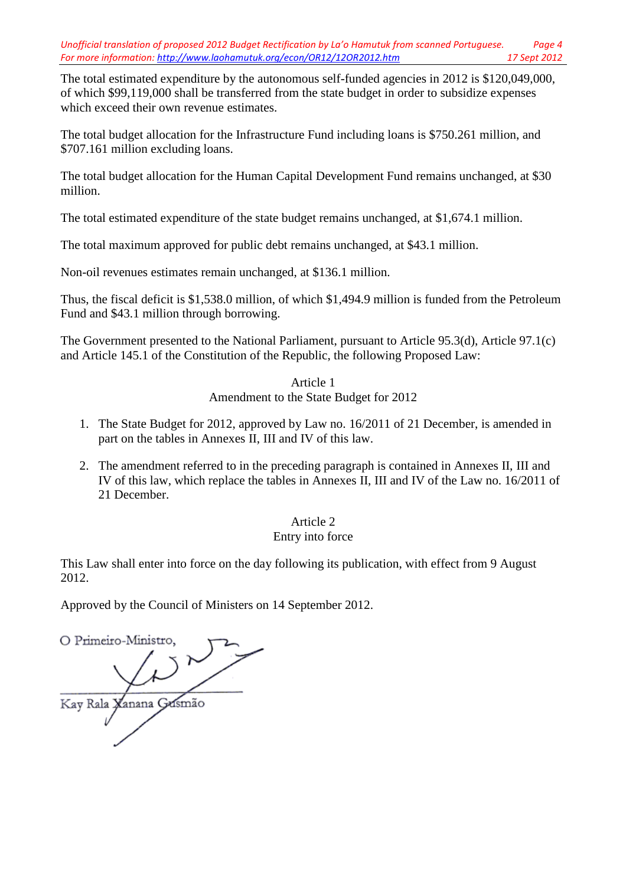The total estimated expenditure by the autonomous self-funded agencies in 2012 is $120,049,000, of which $99,119,000 shall be transferred from the state budget in order to subsidize expenses which exceed their own revenue estimates.

The total budget allocation for the Infrastructure Fund including loans is $750.261 million, and $707.161 million excluding loans.

The total budget allocation for the Human Capital Development Fund remains unchanged, at $30 million.

The total estimated expenditure of the state budget remains unchanged, at $1,674.1 million.

The total maximum approved for public debt remains unchanged, at $43.1 million.

Non-oil revenues estimates remain unchanged, at $136.1 million.

Thus, the fiscal deficit is $1,538.0 million, of which $1,494.9 million is funded from the Petroleum Fund and $43.1 million through borrowing.

The Government presented to the National Parliament, pursuant to Article 95.3(d), Article 97.1(c) and Article 145.1 of the Constitution of the Republic, the following Proposed Law:

### Article 1
### Amendment to the State Budget for 2012

1. The State Budget for 2012, approved by Law no. 16/2011 of 21 December, is amended in part on the tables in Annexes II, III and IV of this law.

2. The amendment referred to in the preceding paragraph is contained in Annexes II, III and IV of this law, which replace the tables in Annexes II, III and IV of the Law no. 16/2011 of 21 December.

### Article 2
### Entry into force

This Law shall enter into force on the day following its publication, with effect from 9 August 2012.

Approved by the Council of Ministers on 14 September 2012.

O Primeiro-Ministro,

Kay Rala Xanana Gusmão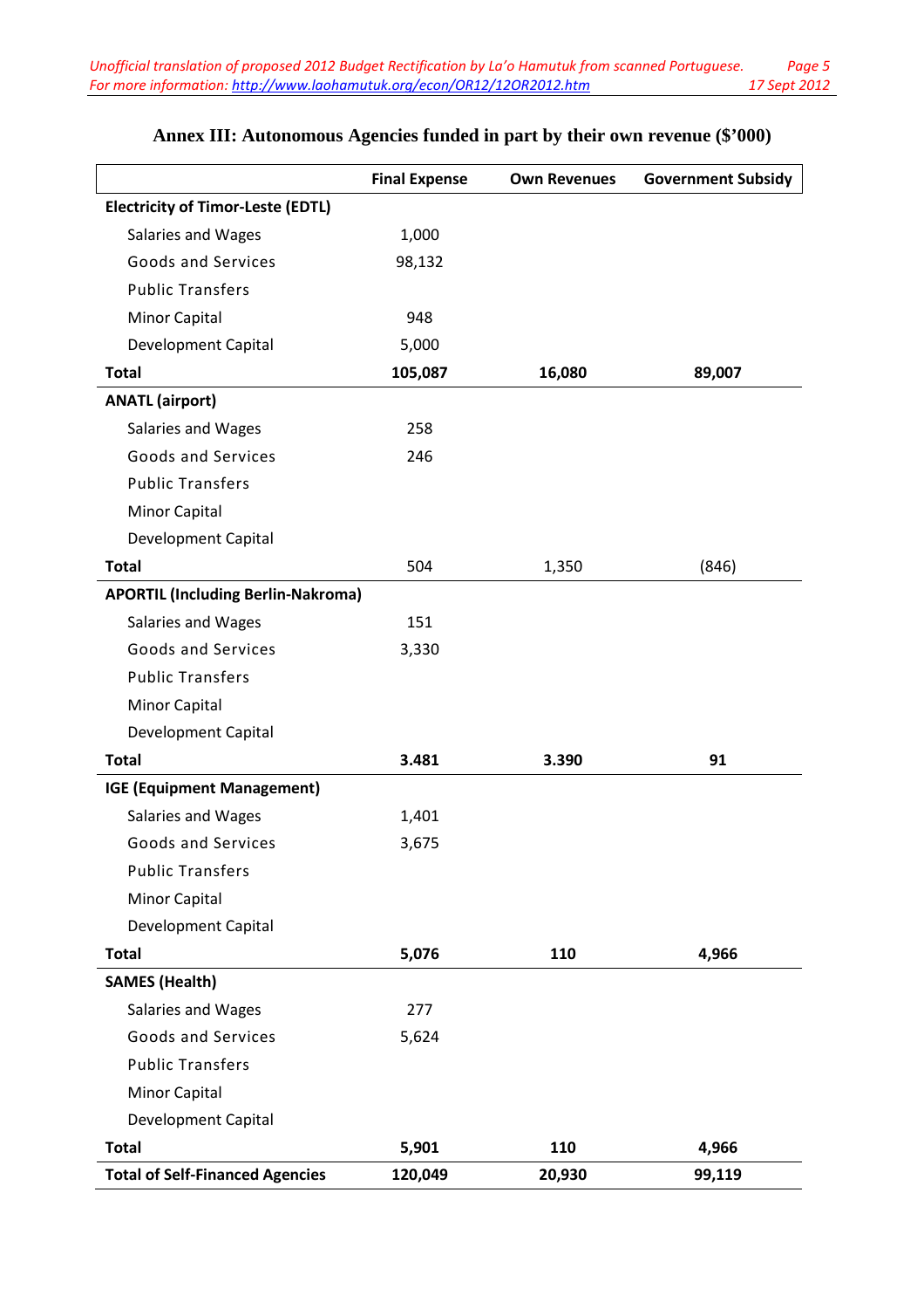## Annex III: Autonomous Agencies funded in part by their own revenue ($'000)

| | Final Expense | Own Revenues | Government Subsidy |
|---|---|---|---|
| **Electricity of Timor-Leste (EDTL)** | | | |
| Salaries and Wages | 1,000 | | |
| Goods and Services | 98,132 | | |
| Public Transfers | | | |
| Minor Capital | 948 | | |
| Development Capital | 5,000 | | |
| **Total** | **105,087** | **16,080** | **89,007** |
| **ANATL (airport)** | | | |
| Salaries and Wages | 258 | | |
| Goods and Services | 246 | | |
| Public Transfers | | | |
| Minor Capital | | | |
| Development Capital | | | |
| **Total** | 504 | 1,350 | (846) |
| **APORTIL (Including Berlin-Nakroma)** | | | |
| Salaries and Wages | 151 | | |
| Goods and Services | 3,330 | | |
| Public Transfers | | | |
| Minor Capital | | | |
| Development Capital | | | |
| **Total** | **3.481** | **3.390** | **91** |
| **IGE (Equipment Management)** | | | |
| Salaries and Wages | 1,401 | | |
| Goods and Services | 3,675 | | |
| Public Transfers | | | |
| Minor Capital | | | |
| Development Capital | | | |
| **Total** | **5,076** | **110** | **4,966** |
| **SAMES (Health)** | | | |
| Salaries and Wages | 277 | | |
| Goods and Services | 5,624 | | |
| Public Transfers | | | |
| Minor Capital | | | |
| Development Capital | | | |
| **Total** | **5,901** | **110** | **4,966** |
| **Total of Self-Financed Agencies** | **120,049** | **20,930** | **99,119** |